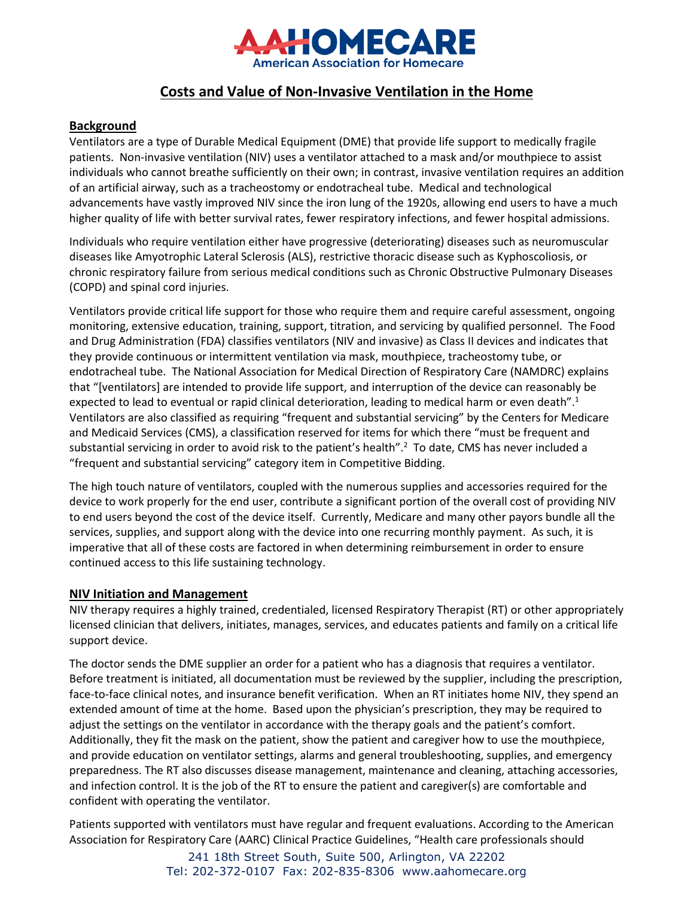# Costs and Value of Non-Invasive Ventilation in the Home

## Background

Ventilators are a type of Durable Medical Equipment (DME) that provide life support to medically fragile patients. Non-invasive ventilation (NIV) uses a ventilator attached to a mask and/or mouthpiece to assist individuals who cannot breathe sufficiently on their own; in contrast, invasive ventilation requires an addition of an artificial airway, such as a tracheostomy or endotracheal tube. Medical and technological advancements have vastly improved NIV since the iron lung of the 1920s, allowing end users to have a much higher quality of life with better survival rates, fewer respiratory infections, and fewer hospital admissions.

Individuals who require ventilation either have progressive (deteriorating) diseases such as neuromuscular diseases like Amyotrophic Lateral Sclerosis (ALS), restrictive thoracic disease such as Kyphoscoliosis, or chronic respiratory failure from serious medical conditions such as Chronic Obstructive Pulmonary Diseases (COPD) and spinal cord injuries.

Ventilators provide critical life support for those who require them and require careful assessment, ongoing monitoring, extensive education, training, support, titration, and servicing by qualified personnel. The Food and Drug Administration (FDA) classifies ventilators (NIV and invasive) as Class II devices and indicates that they provide continuous or intermittent ventilation via mask, mouthpiece, tracheostomy tube, or endotracheal tube. The National Association for Medical Direction of Respiratory Care (NAMDRC) explains that "[ventilators] are intended to provide life support, and interruption of the device can reasonably be expected to lead to eventual or rapid clinical deterioration, leading to medical harm or even death".[1] Ventilators are also classified as requiring "frequent and substantial servicing" by the Centers for Medicare and Medicaid Services (CMS), a classification reserved for items for which there "must be frequent and substantial servicing in order to avoid risk to the patient's health".[2] To date, CMS has never included a "frequent and substantial servicing" category item in Competitive Bidding.

The high touch nature of ventilators, coupled with the numerous supplies and accessories required for the device to work properly for the end user, contribute a significant portion of the overall cost of providing NIV to end users beyond the cost of the device itself. Currently, Medicare and many other payors bundle all the services, supplies, and support along with the device into one recurring monthly payment. As such, it is imperative that all of these costs are factored in when determining reimbursement in order to ensure continued access to this life sustaining technology.

## NIV Initiation and Management

NIV therapy requires a highly trained, credentialed, licensed Respiratory Therapist (RT) or other appropriately licensed clinician that delivers, initiates, manages, services, and educates patients and family on a critical life support device.

The doctor sends the DME supplier an order for a patient who has a diagnosis that requires a ventilator. Before treatment is initiated, all documentation must be reviewed by the supplier, including the prescription, face-to-face clinical notes, and insurance benefit verification. When an RT initiates home NIV, they spend an extended amount of time at the home. Based upon the physician's prescription, they may be required to adjust the settings on the ventilator in accordance with the therapy goals and the patient's comfort. Additionally, they fit the mask on the patient, show the patient and caregiver how to use the mouthpiece, and provide education on ventilator settings, alarms and general troubleshooting, supplies, and emergency preparedness. The RT also discusses disease management, maintenance and cleaning, attaching accessories, and infection control. It is the job of the RT to ensure the patient and caregiver(s) are comfortable and confident with operating the ventilator.

Patients supported with ventilators must have regular and frequent evaluations. According to the American Association for Respiratory Care (AARC) Clinical Practice Guidelines, "Health care professionals should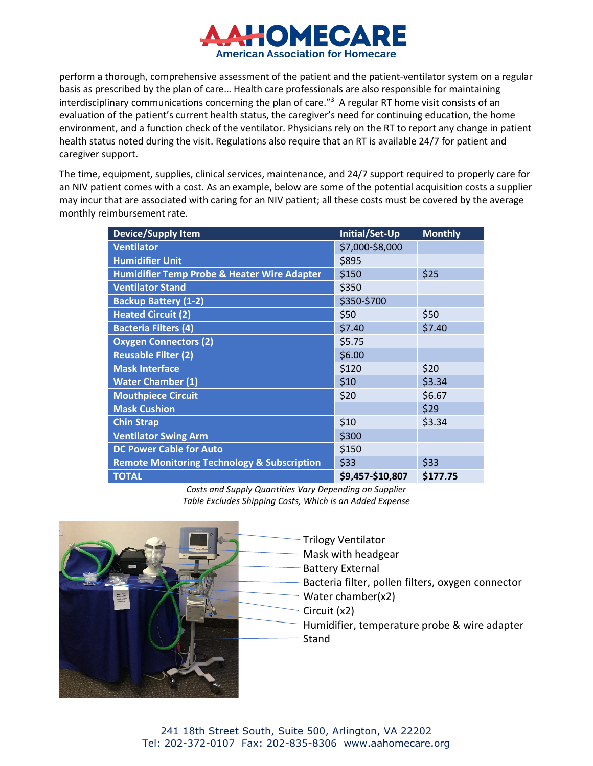perform a thorough, comprehensive assessment of the patient and the patient-ventilator system on a regular basis as prescribed by the plan of care… Health care professionals are also responsible for maintaining interdisciplinary communications concerning the plan of care."[3] A regular RT home visit consists of an evaluation of the patient's current health status, the caregiver's need for continuing education, the home environment, and a function check of the ventilator. Physicians rely on the RT to report any change in patient health status noted during the visit. Regulations also require that an RT is available 24/7 for patient and caregiver support.

The time, equipment, supplies, clinical services, maintenance, and 24/7 support required to properly care for an NIV patient comes with a cost. As an example, below are some of the potential acquisition costs a supplier may incur that are associated with caring for an NIV patient; all these costs must be covered by the average monthly reimbursement rate.

| Device/Supply Item | Initial/Set-Up | Monthly |
|---|---|---|
| Ventilator | $7,000-$8,000 | |
| Humidifier Unit | $895 | |
| Humidifier Temp Probe & Heater Wire Adapter | $150 | $25 |
| Ventilator Stand | $350 | |
| Backup Battery (1-2) | $350-$700 | |
| Heated Circuit (2) | $50 | $50 |
| Bacteria Filters (4) | $7.40 | $7.40 |
| Oxygen Connectors (2) | $5.75 | |
| Reusable Filter (2) | $6.00 | |
| Mask Interface | $120 | $20 |
| Water Chamber (1) | $10 | $3.34 |
| Mouthpiece Circuit | $20 | $6.67 |
| Mask Cushion | | $29 |
| Chin Strap | $10 | $3.34 |
| Ventilator Swing Arm | $300 | |
| DC Power Cable for Auto | $150 | |
| Remote Monitoring Technology & Subscription | $33 | $33 |
| **TOTAL** | **$9,457-$10,807** | **$177.75** |

*Costs and Supply Quantities Vary Depending on Supplier*
*Table Excludes Shipping Costs, Which is an Added Expense*

Trilogy Ventilator
Mask with headgear
Battery External
Bacteria filter, pollen filters, oxygen connector
Water chamber(x2)
Circuit (x2)
Humidifier, temperature probe & wire adapter
Stand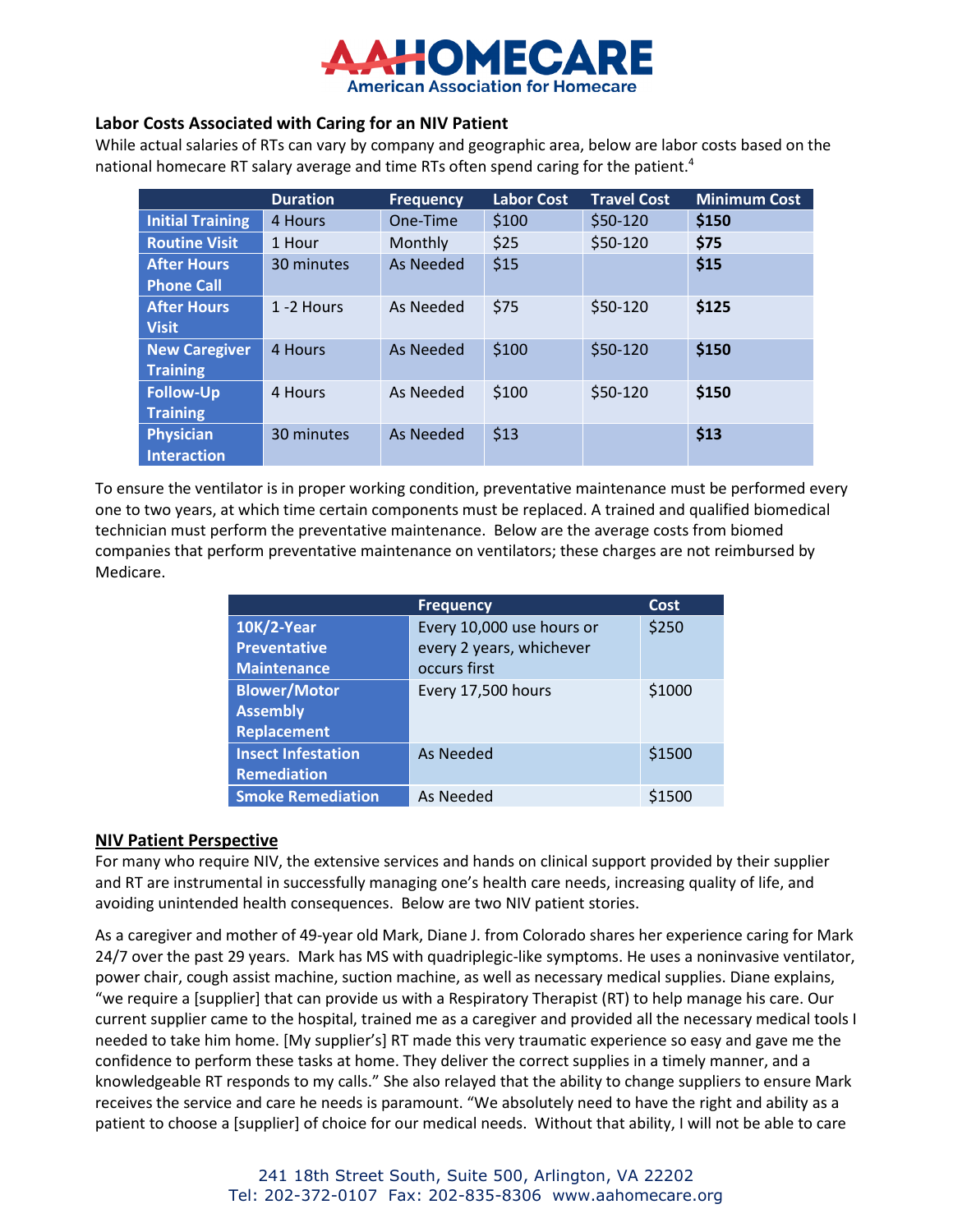**Labor Costs Associated with Caring for an NIV Patient**

While actual salaries of RTs can vary by company and geographic area, below are labor costs based on the national homecare RT salary average and time RTs often spend caring for the patient.[4]

| | Duration | Frequency | Labor Cost | Travel Cost | Minimum Cost |
|---|---|---|---|---|---|
| **Initial Training** | 4 Hours | One-Time | $100 | $50-120 | **$150** |
| **Routine Visit** | 1 Hour | Monthly | $25 | $50-120 | **$75** |
| **After Hours Phone Call** | 30 minutes | As Needed | $15 | | **$15** |
| **After Hours Visit** | 1 -2 Hours | As Needed | $75 | $50-120 | **$125** |
| **New Caregiver Training** | 4 Hours | As Needed | $100 | $50-120 | **$150** |
| **Follow-Up Training** | 4 Hours | As Needed | $100 | $50-120 | **$150** |
| **Physician Interaction** | 30 minutes | As Needed | $13 | | **$13** |

To ensure the ventilator is in proper working condition, preventative maintenance must be performed every one to two years, at which time certain components must be replaced. A trained and qualified biomedical technician must perform the preventative maintenance. Below are the average costs from biomed companies that perform preventative maintenance on ventilators; these charges are not reimbursed by Medicare.

| | Frequency | Cost |
|---|---|---|
| **10K/2-Year Preventative Maintenance** | Every 10,000 use hours or every 2 years, whichever occurs first | $250 |
| **Blower/Motor Assembly Replacement** | Every 17,500 hours | $1000 |
| **Insect Infestation Remediation** | As Needed | $1500 |
| **Smoke Remediation** | As Needed | $1500 |

**NIV Patient Perspective**

For many who require NIV, the extensive services and hands on clinical support provided by their supplier and RT are instrumental in successfully managing one's health care needs, increasing quality of life, and avoiding unintended health consequences. Below are two NIV patient stories.

As a caregiver and mother of 49-year old Mark, Diane J. from Colorado shares her experience caring for Mark 24/7 over the past 29 years. Mark has MS with quadriplegic-like symptoms. He uses a noninvasive ventilator, power chair, cough assist machine, suction machine, as well as necessary medical supplies. Diane explains, "we require a [supplier] that can provide us with a Respiratory Therapist (RT) to help manage his care. Our current supplier came to the hospital, trained me as a caregiver and provided all the necessary medical tools I needed to take him home. [My supplier's] RT made this very traumatic experience so easy and gave me the confidence to perform these tasks at home. They deliver the correct supplies in a timely manner, and a knowledgeable RT responds to my calls." She also relayed that the ability to change suppliers to ensure Mark receives the service and care he needs is paramount. "We absolutely need to have the right and ability as a patient to choose a [supplier] of choice for our medical needs. Without that ability, I will not be able to care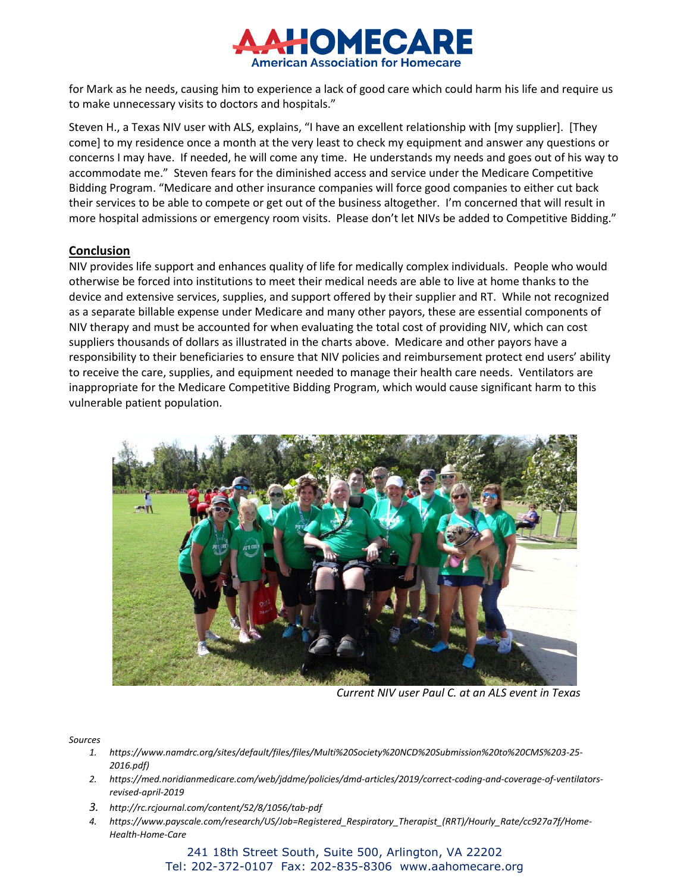for Mark as he needs, causing him to experience a lack of good care which could harm his life and require us to make unnecessary visits to doctors and hospitals."

Steven H., a Texas NIV user with ALS, explains, "I have an excellent relationship with [my supplier]. [They come] to my residence once a month at the very least to check my equipment and answer any questions or concerns I may have. If needed, he will come any time. He understands my needs and goes out of his way to accommodate me." Steven fears for the diminished access and service under the Medicare Competitive Bidding Program. "Medicare and other insurance companies will force good companies to either cut back their services to be able to compete or get out of the business altogether. I'm concerned that will result in more hospital admissions or emergency room visits. Please don't let NIVs be added to Competitive Bidding."

## Conclusion

NIV provides life support and enhances quality of life for medically complex individuals. People who would otherwise be forced into institutions to meet their medical needs are able to live at home thanks to the device and extensive services, supplies, and support offered by their supplier and RT. While not recognized as a separate billable expense under Medicare and many other payors, these are essential components of NIV therapy and must be accounted for when evaluating the total cost of providing NIV, which can cost suppliers thousands of dollars as illustrated in the charts above. Medicare and other payors have a responsibility to their beneficiaries to ensure that NIV policies and reimbursement protect end users' ability to receive the care, supplies, and equipment needed to manage their health care needs. Ventilators are inappropriate for the Medicare Competitive Bidding Program, which would cause significant harm to this vulnerable patient population.

*Current NIV user Paul C. at an ALS event in Texas*

*Sources*

1. *https://www.namdrc.org/sites/default/files/files/Multi%20Society%20NCD%20Submission%20to%20CMS%203-25-2016.pdf)*
2. *https://med.noridianmedicare.com/web/jddme/policies/dmd-articles/2019/correct-coding-and-coverage-of-ventilators-revised-april-2019*
3. *http://rc.rcjournal.com/content/52/8/1056/tab-pdf*
4. *https://www.payscale.com/research/US/Job=Registered_Respiratory_Therapist_(RRT)/Hourly_Rate/cc927a7f/Home-Health-Home-Care*